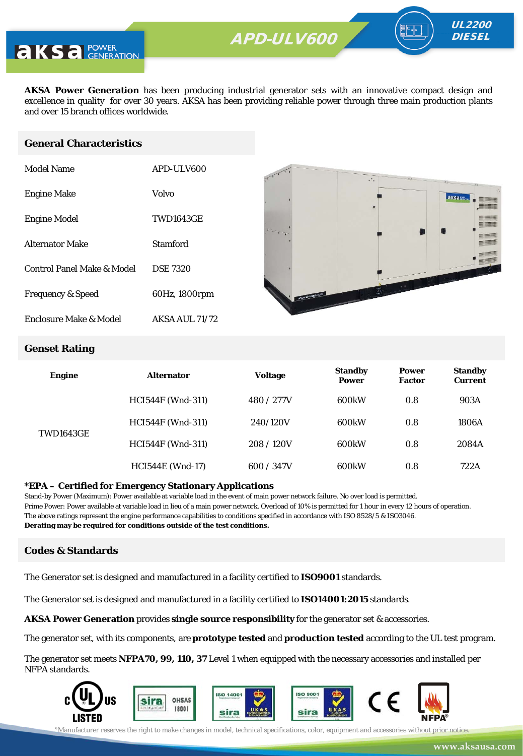aksa POWER GENERATION

# APD-ULV600

UL2200 DIESEL

**AKSA Power Generation** has been producing industrial generator sets with an innovative compact design and excellence in quality for over 30 years. AKSA has been providing reliable power through three main production plants and over 15 branch offices worldwide.

## General Characteristics

| | |
|---|---|
| Model Name | APD-ULV600 |
| Engine Make | Volvo |
| Engine Model | TWD1643GE |
| Alternator Make | Stamford |
| Control Panel Make & Model | DSE 7320 |
| Frequency & Speed | 60Hz, 1800rpm |
| Enclosure Make & Model | AKSA AUL 71/72 |

## Genset Rating

| Engine | Alternator | Voltage | Standby Power | Power Factor | Standby Current |
|---|---|---|---|---|---|
| TWD1643GE | HCI544F (Wnd-311) | 480 / 277V | 600kW | 0.8 | 903A |
| | HCI544F (Wnd-311) | 240/120V | 600kW | 0.8 | 1806A |
| | HCI544F (Wnd-311) | 208 / 120V | 600kW | 0.8 | 2084A |
| | HCI544E (Wnd-17) | 600 / 347V | 600kW | 0.8 | 722A |

**\*EPA – Certified for Emergency Stationary Applications**

Stand-by Power (Maximum): Power available at variable load in the event of main power network failure. No over load is permitted.
Prime Power: Power available at variable load in lieu of a main power network. Overload of 10% is permitted for 1 hour in every 12 hours of operation.
The above ratings represent the engine performance capabilities to conditions specified in accordance with ISO 8528/5 & ISO3046.
**Derating may be required for conditions outside of the test conditions.**

## Codes & Standards

The Generator set is designed and manufactured in a facility certified to **ISO9001** standards.

The Generator set is designed and manufactured in a facility certified to **ISO14001:2015** standards.

**AKSA Power Generation** provides **single source responsibility** for the generator set & accessories.

The generator set, with its components, are **prototype tested** and **production tested** according to the UL test program.

The generator set meets **NFPA70, 99, 110, 37** Level 1 when equipped with the necessary accessories and installed per NFPA standards.

*Manufacturer reserves the right to make changes in model, technical specifications, color, equipment and accessories without prior notice.

www.aksausa.com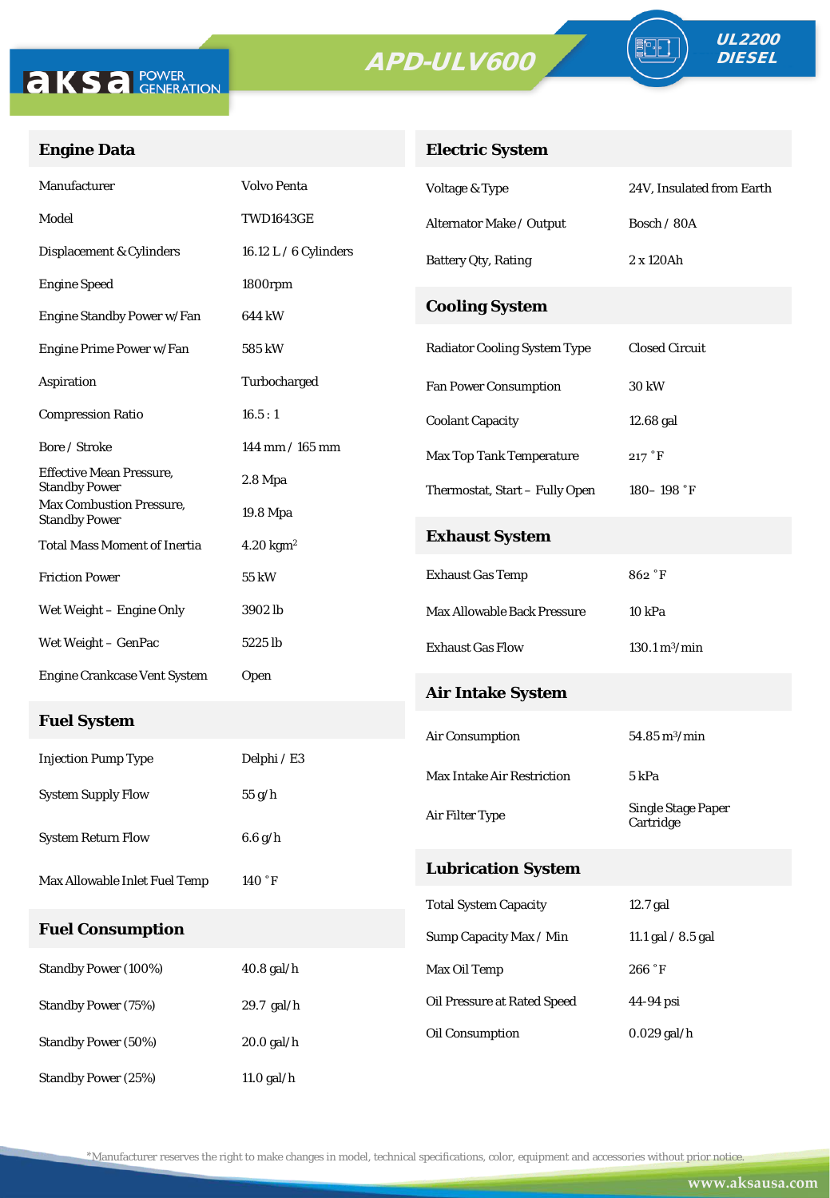APD-ULV600

UL2200 DIESEL

## Engine Data

| | |
|---|---|
| Manufacturer | Volvo Penta |
| Model | TWD1643GE |
| Displacement & Cylinders | 16.12 L / 6 Cylinders |
| Engine Speed | 1800rpm |
| Engine Standby Power w/Fan | 644 kW |
| Engine Prime Power w/Fan | 585 kW |
| Aspiration | Turbocharged |
| Compression Ratio | 16.5 : 1 |
| Bore / Stroke | 144 mm / 165 mm |
| Effective Mean Pressure, Standby Power | 2.8 Mpa |
| Max Combustion Pressure, Standby Power | 19.8 Mpa |
| Total Mass Moment of Inertia | 4.20 $kgm^2$ |
| Friction Power | 55 kW |
| Wet Weight – Engine Only | 3902 lb |
| Wet Weight – GenPac | 5225 lb |
| Engine Crankcase Vent System | Open |

## Fuel System

| | |
|---|---|
| Injection Pump Type | Delphi / E3 |
| System Supply Flow | 55 g/h |
| System Return Flow | 6.6 g/h |
| Max Allowable Inlet Fuel Temp | 140 ˚F |

## Fuel Consumption

| | |
|---|---|
| Standby Power (100%) | 40.8 gal/h |
| Standby Power (75%) | 29.7 gal/h |
| Standby Power (50%) | 20.0 gal/h |
| Standby Power (25%) | 11.0 gal/h |

## Electric System

| | |
|---|---|
| Voltage & Type | 24V, Insulated from Earth |
| Alternator Make / Output | Bosch / 80A |
| Battery Qty, Rating | 2 x 120Ah |

## Cooling System

| | |
|---|---|
| Radiator Cooling System Type | Closed Circuit |
| Fan Power Consumption | 30 kW |
| Coolant Capacity | 12.68 gal |
| Max Top Tank Temperature | 217 ˚F |
| Thermostat, Start – Fully Open | 180– 198 ˚F |

## Exhaust System

| | |
|---|---|
| Exhaust Gas Temp | 862 ˚F |
| Max Allowable Back Pressure | 10 kPa |
| Exhaust Gas Flow | 130.1 $m^3$/min |

## Air Intake System

| | |
|---|---|
| Air Consumption | 54.85 $m^3$/min |
| Max Intake Air Restriction | 5 kPa |
| Air Filter Type | Single Stage Paper Cartridge |

## Lubrication System

| | |
|---|---|
| Total System Capacity | 12.7 gal |
| Sump Capacity Max / Min | 11.1 gal / 8.5 gal |
| Max Oil Temp | 266 ˚F |
| Oil Pressure at Rated Speed | 44-94 psi |
| Oil Consumption | 0.029 gal/h |

*Manufacturer reserves the right to make changes in model, technical specifications, color, equipment and accessories without prior notice.

www.aksausa.com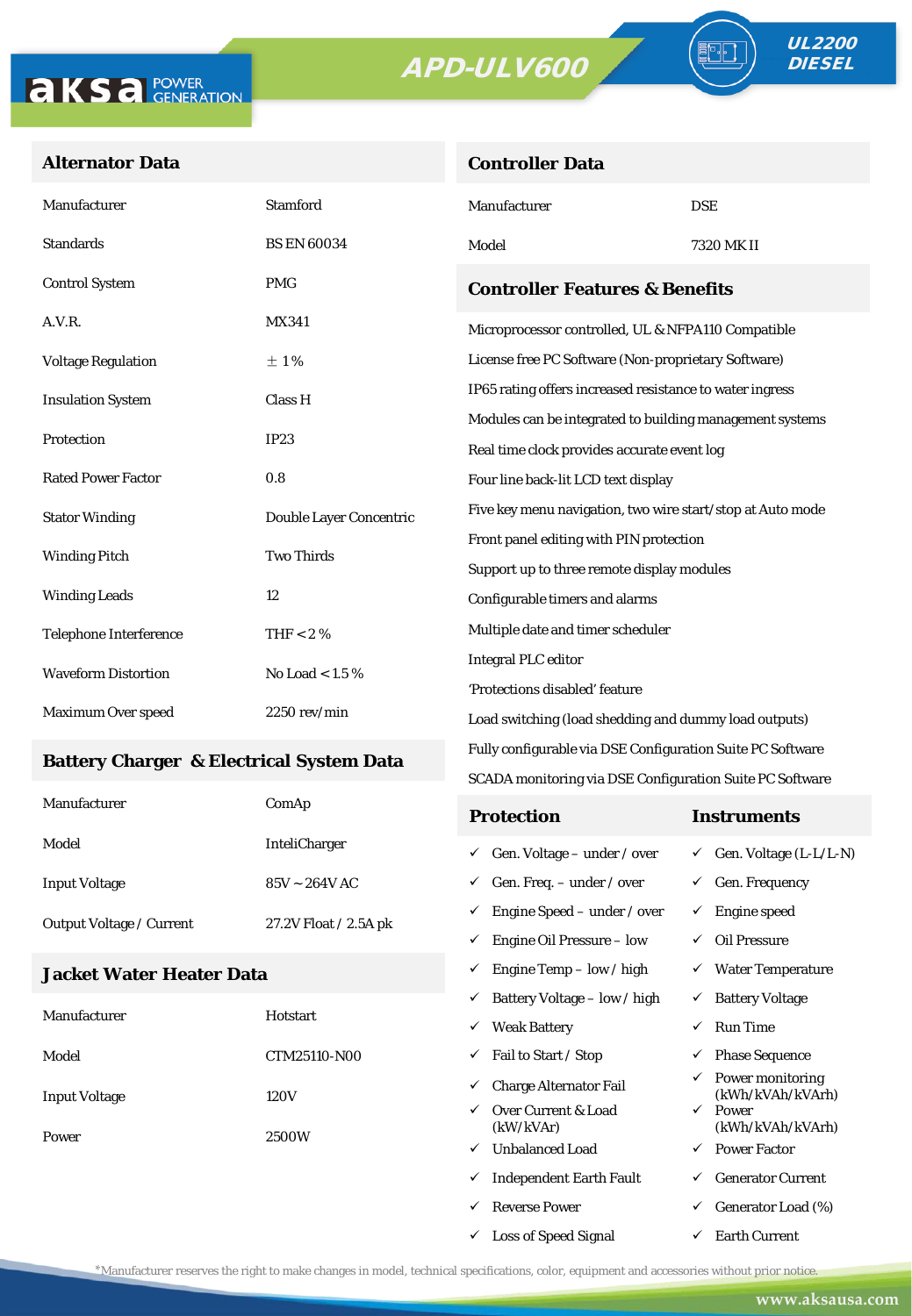# APD-ULV600

**UL2200 DIESEL**

## Alternator Data

| | |
|---|---|
| Manufacturer | Stamford |
| Standards | BS EN 60034 |
| Control System | PMG |
| A.V.R. | MX341 |
| Voltage Regulation | ± 1% |
| Insulation System | Class H |
| Protection | IP23 |
| Rated Power Factor | 0.8 |
| Stator Winding | Double Layer Concentric |
| Winding Pitch | Two Thirds |
| Winding Leads | 12 |
| Telephone Interference | THF < 2 % |
| Waveform Distortion | No Load < 1.5 % |
| Maximum Over speed | 2250 rev/min |

## Battery Charger & Electrical System Data

| | |
|---|---|
| Manufacturer | ComAp |
| Model | InteliCharger |
| Input Voltage | 85V ~ 264V AC |
| Output Voltage / Current | 27.2V Float / 2.5A pk |

## Jacket Water Heater Data

| | |
|---|---|
| Manufacturer | Hotstart |
| Model | CTM25110-N00 |
| Input Voltage | 120V |
| Power | 2500W |

## Controller Data

| | |
|---|---|
| Manufacturer | DSE |
| Model | 7320 MK II |

## Controller Features & Benefits

Microprocessor controlled, UL & NFPA110 Compatible

License free PC Software (Non-proprietary Software)

IP65 rating offers increased resistance to water ingress

Modules can be integrated to building management systems

Real time clock provides accurate event log

Four line back-lit LCD text display

Five key menu navigation, two wire start/stop at Auto mode

Front panel editing with PIN protection

Support up to three remote display modules

Configurable timers and alarms

Multiple date and timer scheduler

Integral PLC editor

'Protections disabled' feature

Load switching (load shedding and dummy load outputs)

Fully configurable via DSE Configuration Suite PC Software

SCADA monitoring via DSE Configuration Suite PC Software

| Protection | Instruments |
|---|---|
| ✓ Gen. Voltage – under / over | ✓ Gen. Voltage (L-L/L-N) |
| ✓ Gen. Freq. – under / over | ✓ Gen. Frequency |
| ✓ Engine Speed – under / over | ✓ Engine speed |
| ✓ Engine Oil Pressure – low | ✓ Oil Pressure |
| ✓ Engine Temp – low / high | ✓ Water Temperature |
| ✓ Battery Voltage – low / high | ✓ Battery Voltage |
| ✓ Weak Battery | ✓ Run Time |
| ✓ Fail to Start / Stop | ✓ Phase Sequence |
| ✓ Charge Alternator Fail | ✓ Power monitoring (kWh/kVAh/kVArh) |
| ✓ Over Current & Load (kW/kVAr) | ✓ Power (kWh/kVAh/kVArh) |
| ✓ Unbalanced Load | ✓ Power Factor |
| ✓ Independent Earth Fault | ✓ Generator Current |
| ✓ Reverse Power | ✓ Generator Load (%) |
| ✓ Loss of Speed Signal | ✓ Earth Current |

*Manufacturer reserves the right to make changes in model, technical specifications, color, equipment and accessories without prior notice.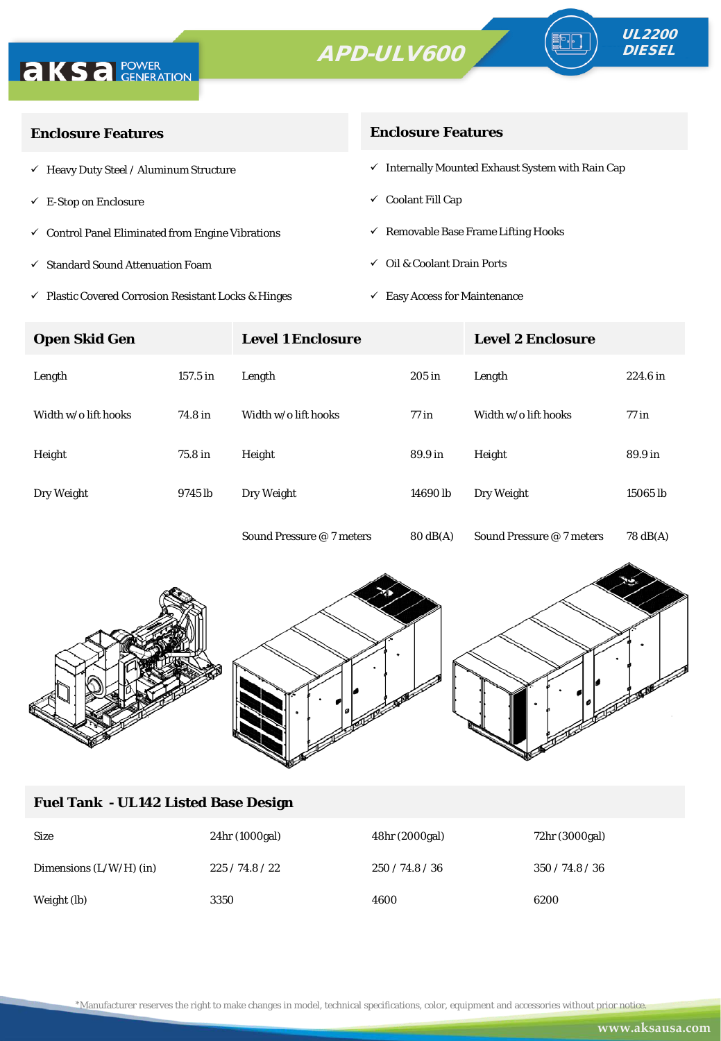aksa POWER GENERATION

# APD-ULV600

UL2200 DIESEL

## Enclosure Features

- ✓ Heavy Duty Steel / Aluminum Structure
- ✓ E-Stop on Enclosure
- ✓ Control Panel Eliminated from Engine Vibrations
- ✓ Standard Sound Attenuation Foam
- ✓ Plastic Covered Corrosion Resistant Locks & Hinges

## Enclosure Features

- ✓ Internally Mounted Exhaust System with Rain Cap
- ✓ Coolant Fill Cap
- ✓ Removable Base Frame Lifting Hooks
- ✓ Oil & Coolant Drain Ports
- ✓ Easy Access for Maintenance

| Open Skid Gen | | Level 1 Enclosure | | Level 2 Enclosure | |
|---|---|---|---|---|---|
| Length | 157.5 in | Length | 205 in | Length | 224.6 in |
| Width w/o lift hooks | 74.8 in | Width w/o lift hooks | 77 in | Width w/o lift hooks | 77 in |
| Height | 75.8 in | Height | 89.9 in | Height | 89.9 in |
| Dry Weight | 9745 lb | Dry Weight | 14690 lb | Dry Weight | 15065 lb |
| | | Sound Pressure @ 7 meters | 80 dB(A) | Sound Pressure @ 7 meters | 78 dB(A) |

## Fuel Tank - UL142 Listed Base Design

| Size | 24hr (1000gal) | 48hr (2000gal) | 72hr (3000gal) |
|---|---|---|---|
| Dimensions (L/W/H) (in) | 225 / 74.8 / 22 | 250 / 74.8 / 36 | 350 / 74.8 / 36 |
| Weight (lb) | 3350 | 4600 | 6200 |

*Manufacturer reserves the right to make changes in model, technical specifications, color, equipment and accessories without prior notice.

www.aksausa.com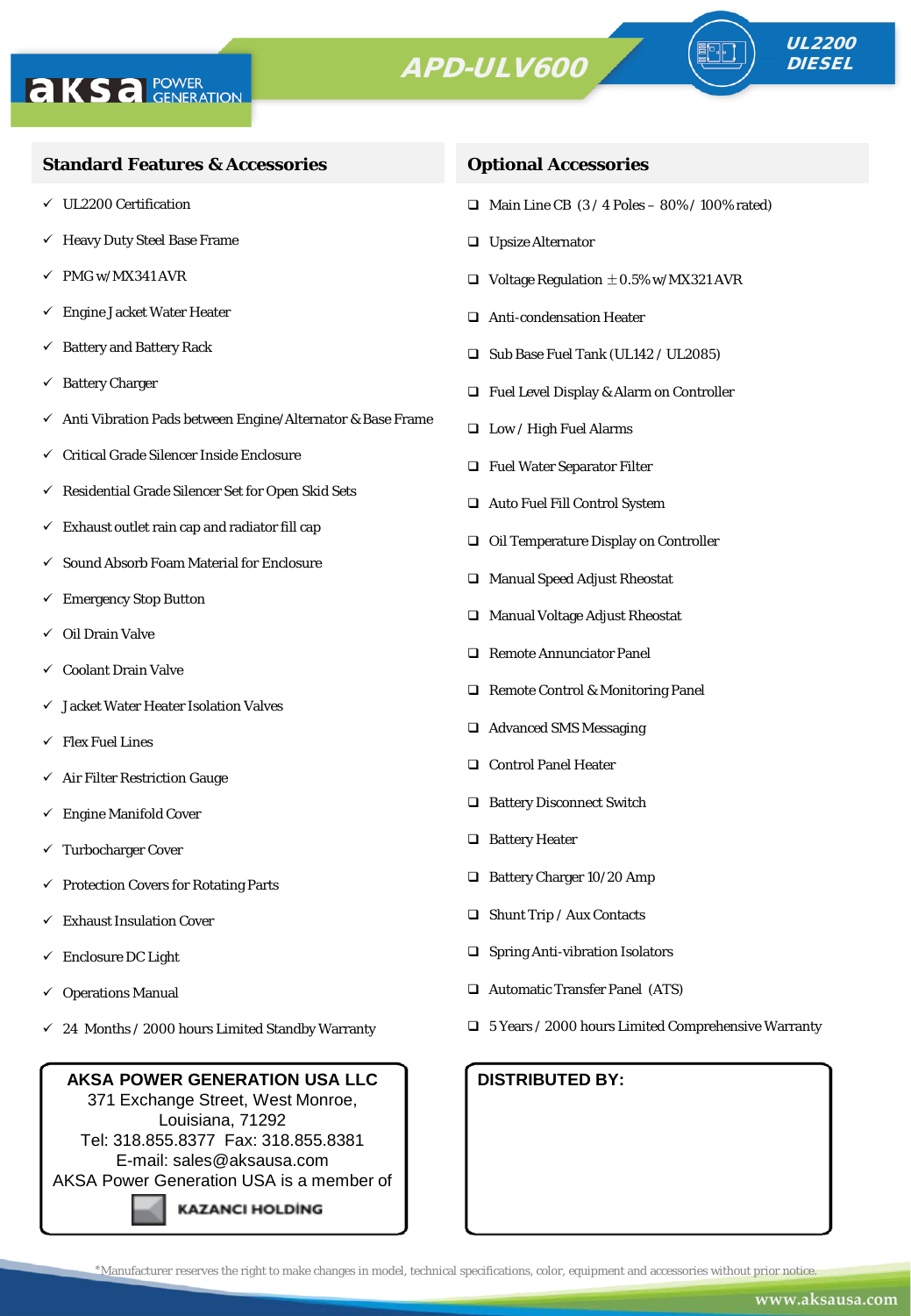aksa POWER GENERATION

APD-ULV600

UL2200 DIESEL

## Standard Features & Accessories

- ✓ UL2200 Certification
- ✓ Heavy Duty Steel Base Frame
- ✓ PMG w/MX341 AVR
- ✓ Engine Jacket Water Heater
- ✓ Battery and Battery Rack
- ✓ Battery Charger
- ✓ Anti Vibration Pads between Engine/Alternator & Base Frame
- ✓ Critical Grade Silencer Inside Enclosure
- ✓ Residential Grade Silencer Set for Open Skid Sets
- ✓ Exhaust outlet rain cap and radiator fill cap
- ✓ Sound Absorb Foam Material for Enclosure
- ✓ Emergency Stop Button
- ✓ Oil Drain Valve
- ✓ Coolant Drain Valve
- ✓ Jacket Water Heater Isolation Valves
- ✓ Flex Fuel Lines
- ✓ Air Filter Restriction Gauge
- ✓ Engine Manifold Cover
- ✓ Turbocharger Cover
- ✓ Protection Covers for Rotating Parts
- ✓ Exhaust Insulation Cover
- ✓ Enclosure DC Light
- ✓ Operations Manual
- ✓ 24 Months / 2000 hours Limited Standby Warranty

## Optional Accessories

- ❑ Main Line CB (3 / 4 Poles – 80% / 100% rated)
- ❑ Upsize Alternator
- ❑ Voltage Regulation ±0.5% w/MX321 AVR
- ❑ Anti-condensation Heater
- ❑ Sub Base Fuel Tank (UL142 / UL2085)
- ❑ Fuel Level Display & Alarm on Controller
- ❑ Low / High Fuel Alarms
- ❑ Fuel Water Separator Filter
- ❑ Auto Fuel Fill Control System
- ❑ Oil Temperature Display on Controller
- ❑ Manual Speed Adjust Rheostat
- ❑ Manual Voltage Adjust Rheostat
- ❑ Remote Annunciator Panel
- ❑ Remote Control & Monitoring Panel
- ❑ Advanced SMS Messaging
- ❑ Control Panel Heater
- ❑ Battery Disconnect Switch
- ❑ Battery Heater
- ❑ Battery Charger 10/20 Amp
- ❑ Shunt Trip / Aux Contacts
- ❑ Spring Anti-vibration Isolators
- ❑ Automatic Transfer Panel (ATS)
- ❑ 5 Years / 2000 hours Limited Comprehensive Warranty

**AKSA POWER GENERATION USA LLC**
371 Exchange Street, West Monroe,
Louisiana, 71292
Tel: 318.855.8377 Fax: 318.855.8381
E-mail: sales@aksausa.com
AKSA Power Generation USA is a member of
KAZANCI HOLDİNG

**DISTRIBUTED BY:**

*Manufacturer reserves the right to make changes in model, technical specifications, color, equipment and accessories without prior notice.

www.aksausa.com